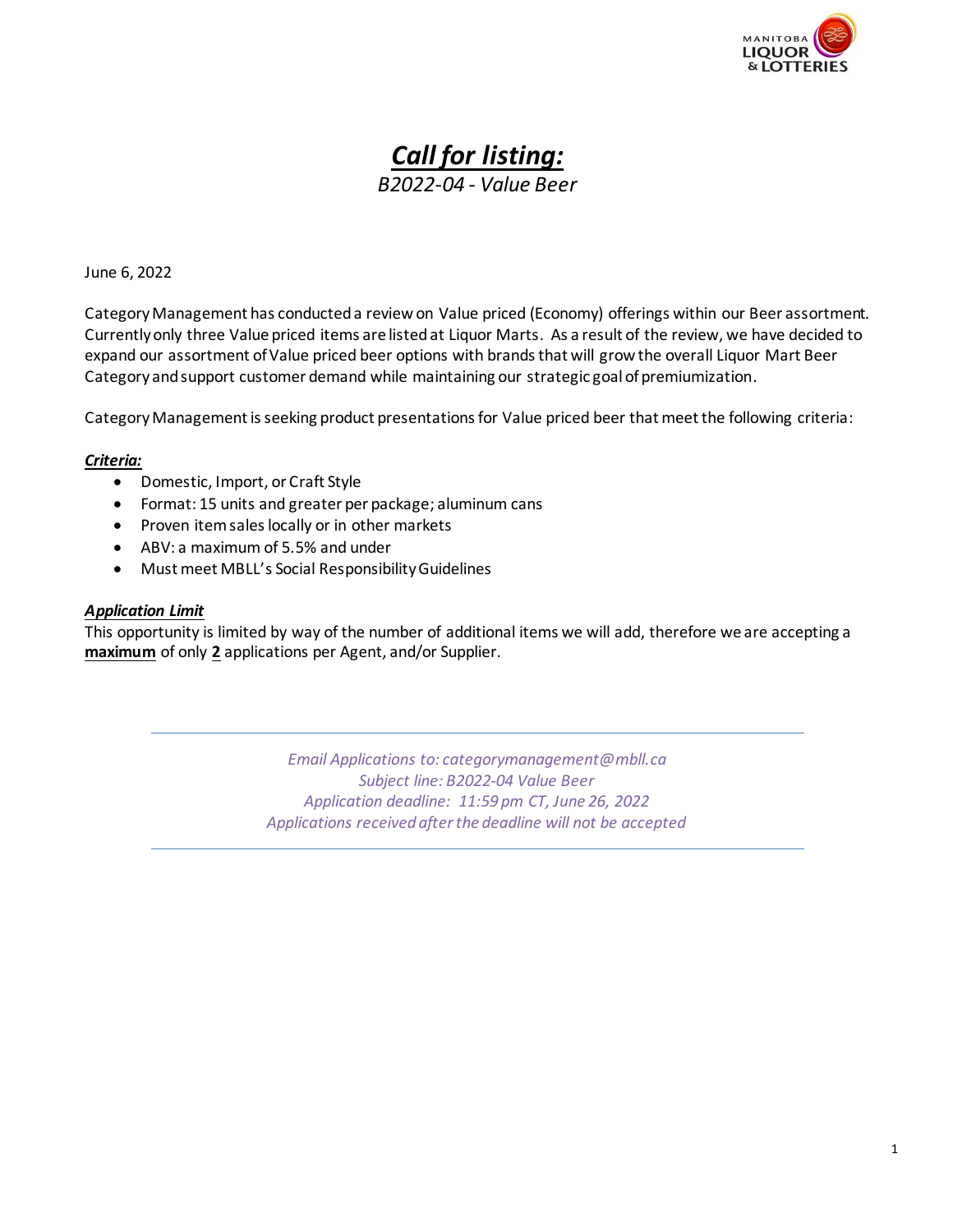# ***Call for listing:***

*B2022-04 - Value Beer*

June 6, 2022

Category Management has conducted a review on Value priced (Economy) offerings within our Beer assortment. Currently only three Value priced items are listed at Liquor Marts. As a result of the review, we have decided to expand our assortment of Value priced beer options with brands that will grow the overall Liquor Mart Beer Category and support customer demand while maintaining our strategic goal of premiumization.

Category Management is seeking product presentations for Value priced beer that meet the following criteria:

***Criteria:***

- Domestic, Import, or Craft Style
- Format: 15 units and greater per package; aluminum cans
- Proven item sales locally or in other markets
- ABV: a maximum of 5.5% and under
- Must meet MBLL's Social Responsibility Guidelines

***Application Limit***

This opportunity is limited by way of the number of additional items we will add, therefore we are accepting a **maximum** of only **2** applications per Agent, and/or Supplier.

---

*Email Applications to: categorymanagement@mbll.ca*
*Subject line: B2022-04 Value Beer*
*Application deadline: 11:59 pm CT, June 26, 2022*
*Applications received after the deadline will not be accepted*

---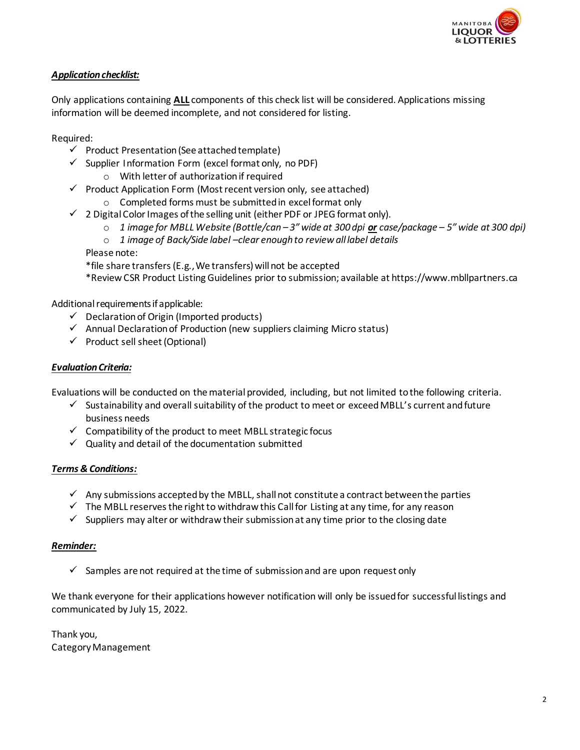***Application checklist:***

Only applications containing **ALL** components of this check list will be considered. Applications missing information will be deemed incomplete, and not considered for listing.

Required:

- ✓ Product Presentation (See attached template)
- ✓ Supplier Information Form (excel format only, no PDF)
  - With letter of authorization if required
- ✓ Product Application Form (Most recent version only, see attached)
  - Completed forms must be submitted in excel format only
- ✓ 2 Digital Color Images of the selling unit (either PDF or JPEG format only).
  - *1 image for MBLL Website (Bottle/can – 3" wide at 300 dpi **or** case/package – 5" wide at 300 dpi)*
  - *1 image of Back/Side label –clear enough to review all label details*

  Please note:

  *file share transfers (E.g., We transfers) will not be accepted

  *Review CSR Product Listing Guidelines prior to submission; available at https://www.mbllpartners.ca

Additional requirements if applicable:

- ✓ Declaration of Origin (Imported products)
- ✓ Annual Declaration of Production (new suppliers claiming Micro status)
- ✓ Product sell sheet (Optional)

***Evaluation Criteria:***

Evaluations will be conducted on the material provided, including, but not limited to the following criteria.

- ✓ Sustainability and overall suitability of the product to meet or exceed MBLL's current and future business needs
- ✓ Compatibility of the product to meet MBLL strategic focus
- ✓ Quality and detail of the documentation submitted

***Terms & Conditions:***

- ✓ Any submissions accepted by the MBLL, shall not constitute a contract between the parties
- ✓ The MBLL reserves the right to withdraw this Call for Listing at any time, for any reason
- ✓ Suppliers may alter or withdraw their submission at any time prior to the closing date

***Reminder:***

- ✓ Samples are not required at the time of submission and are upon request only

We thank everyone for their applications however notification will only be issued for successful listings and communicated by July 15, 2022.

Thank you,

Category Management